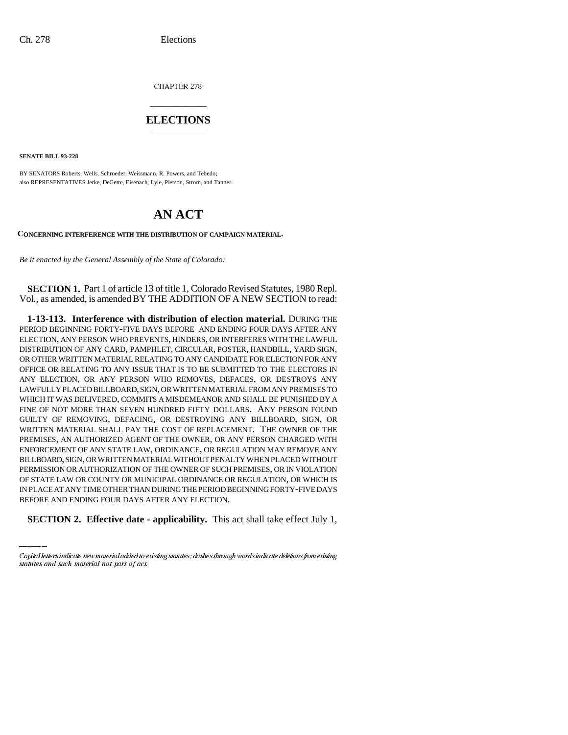CHAPTER 278

# ELECTIONS

**SENATE BILL 93-228**

BY SENATORS Roberts, Wells, Schroeder, Weissmann, R. Powers, and Tebedo;
also REPRESENTATIVES Jerke, DeGette, Eisenach, Lyle, Pierson, Strom, and Tanner.

# AN ACT

**CONCERNING INTERFERENCE WITH THE DISTRIBUTION OF CAMPAIGN MATERIAL.**

*Be it enacted by the General Assembly of the State of Colorado:*

**SECTION 1.** Part 1 of article 13 of title 1, Colorado Revised Statutes, 1980 Repl. Vol., as amended, is amended BY THE ADDITION OF A NEW SECTION to read:

**1-13-113. Interference with distribution of election material.** DURING THE PERIOD BEGINNING FORTY-FIVE DAYS BEFORE AND ENDING FOUR DAYS AFTER ANY ELECTION, ANY PERSON WHO PREVENTS, HINDERS, OR INTERFERES WITH THE LAWFUL DISTRIBUTION OF ANY CARD, PAMPHLET, CIRCULAR, POSTER, HANDBILL, YARD SIGN, OR OTHER WRITTEN MATERIAL RELATING TO ANY CANDIDATE FOR ELECTION FOR ANY OFFICE OR RELATING TO ANY ISSUE THAT IS TO BE SUBMITTED TO THE ELECTORS IN ANY ELECTION, OR ANY PERSON WHO REMOVES, DEFACES, OR DESTROYS ANY LAWFULLY PLACED BILLBOARD, SIGN, OR WRITTEN MATERIAL FROM ANY PREMISES TO WHICH IT WAS DELIVERED, COMMITS A MISDEMEANOR AND SHALL BE PUNISHED BY A FINE OF NOT MORE THAN SEVEN HUNDRED FIFTY DOLLARS. ANY PERSON FOUND GUILTY OF REMOVING, DEFACING, OR DESTROYING ANY BILLBOARD, SIGN, OR WRITTEN MATERIAL SHALL PAY THE COST OF REPLACEMENT. THE OWNER OF THE PREMISES, AN AUTHORIZED AGENT OF THE OWNER, OR ANY PERSON CHARGED WITH ENFORCEMENT OF ANY STATE LAW, ORDINANCE, OR REGULATION MAY REMOVE ANY BILLBOARD, SIGN, OR WRITTEN MATERIAL WITHOUT PENALTY WHEN PLACED WITHOUT PERMISSION OR AUTHORIZATION OF THE OWNER OF SUCH PREMISES, OR IN VIOLATION OF STATE LAW OR COUNTY OR MUNICIPAL ORDINANCE OR REGULATION, OR WHICH IS IN PLACE AT ANY TIME OTHER THAN DURING THE PERIOD BEGINNING FORTY-FIVE DAYS BEFORE AND ENDING FOUR DAYS AFTER ANY ELECTION.

**SECTION 2. Effective date - applicability.** This act shall take effect July 1,

*Capital letters indicate new material added to existing statutes; dashes through words indicate deletions from existing statutes and such material not part of act.*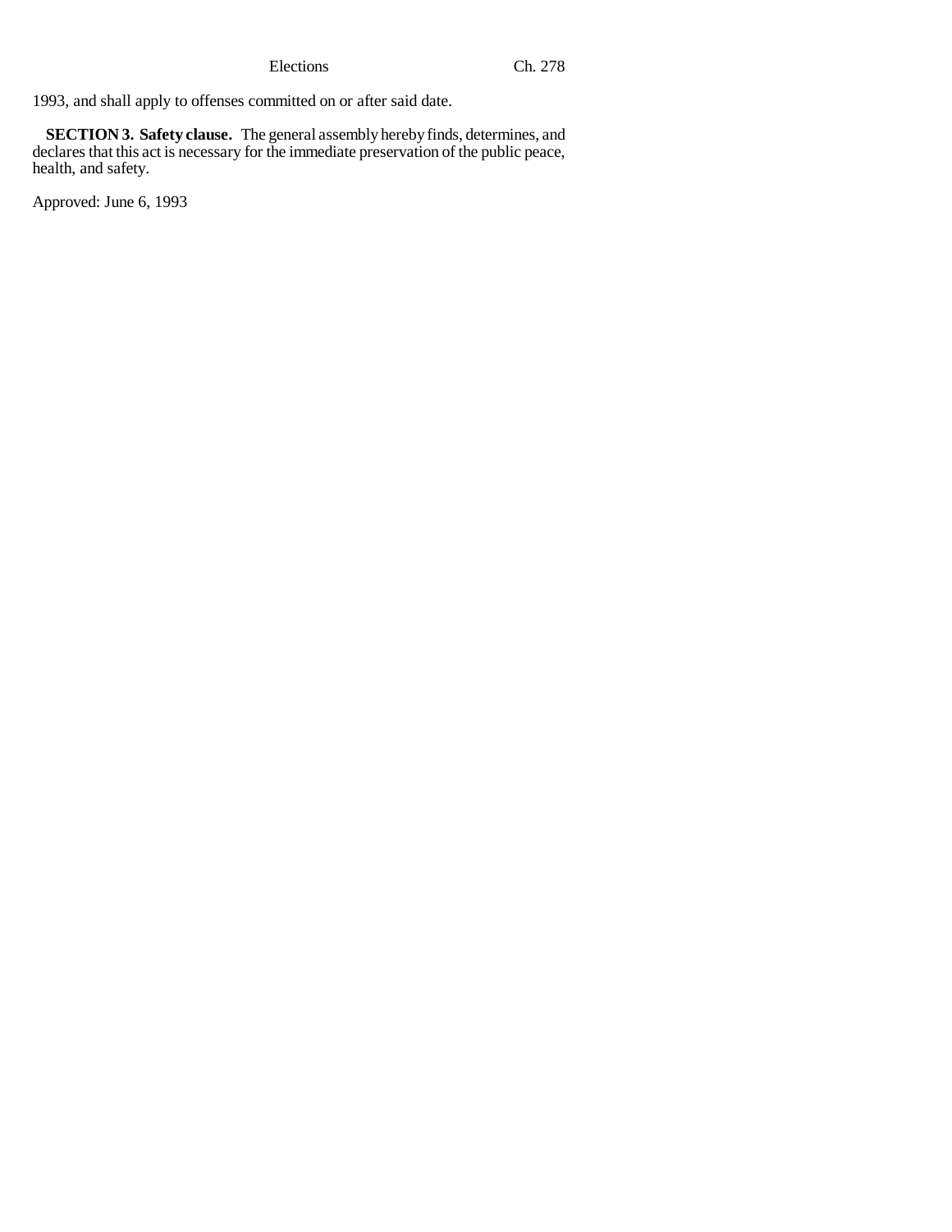1993, and shall apply to offenses committed on or after said date.

**SECTION 3. Safety clause.** The general assembly hereby finds, determines, and declares that this act is necessary for the immediate preservation of the public peace, health, and safety.

Approved: June 6, 1993